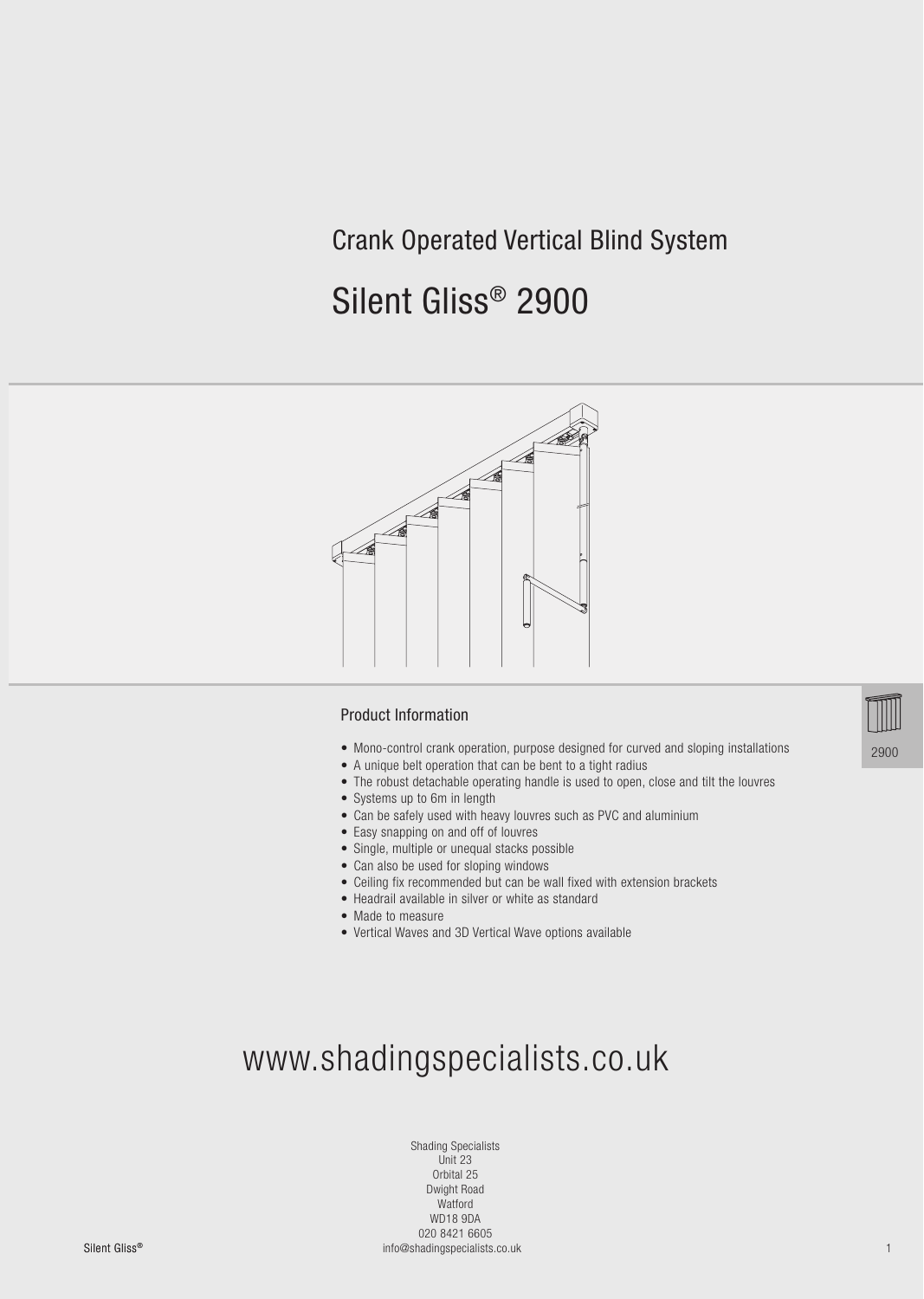## Crank Operated Vertical Blind System

# Silent Gliss® 2900

### Product Information

- Mono-control crank operation, purpose designed for curved and sloping installations
- A unique belt operation that can be bent to a tight radius
- The robust detachable operating handle is used to open, close and tilt the louvres
- Systems up to 6m in length
- Can be safely used with heavy louvres such as PVC and aluminium
- Easy snapping on and off of louvres
- Single, multiple or unequal stacks possible
- Can also be used for sloping windows
- Ceiling fix recommended but can be wall fixed with extension brackets
- Headrail available in silver or white as standard
- Made to measure
- Vertical Waves and 3D Vertical Wave options available

2900

## www.shadingspecialists.co.uk

Shading Specialists
Unit 23
Orbital 25
Dwight Road
Watford
WD18 9DA
020 8421 6605
info@shadingspecialists.co.uk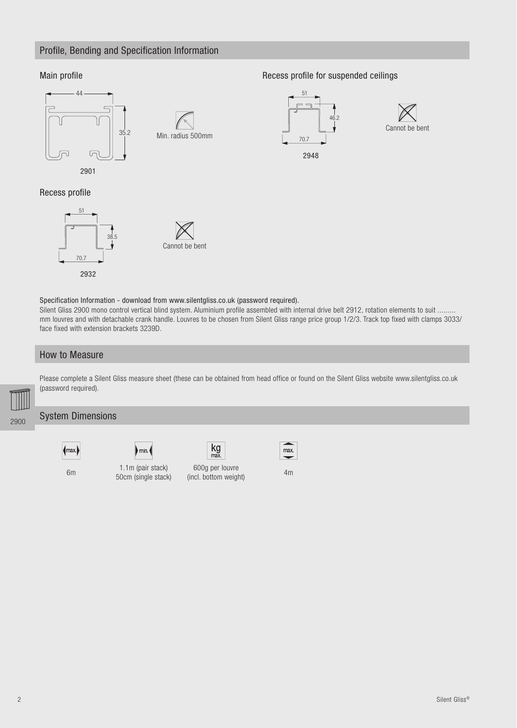## Profile, Bending and Specification Information

### Main profile

44

35.2

2901

Min. radius 500mm

### Recess profile for suspended ceilings

51

46.2

70.7

2948

Cannot be bent

### Recess profile

51

38.5

70.7

2932

Cannot be bent

Specification Information - download from www.silentgliss.co.uk (password required).

Silent Gliss 2900 mono control vertical blind system. Aluminium profile assembled with internal drive belt 2912, rotation elements to suit ......... mm louvres and with detachable crank handle. Louvres to be chosen from Silent Gliss range price group 1/2/3. Track top fixed with clamps 3033/ face fixed with extension brackets 3239D.

## How to Measure

Please complete a Silent Gliss measure sheet (these can be obtained from head office or found on the Silent Gliss website www.silentgliss.co.uk (password required).

## System Dimensions

| max. | min. | kg max. | max. |
| --- | --- | --- | --- |
| 6m | 1.1m (pair stack)<br>50cm (single stack) | 600g per louvre<br>(incl. bottom weight) | 4m |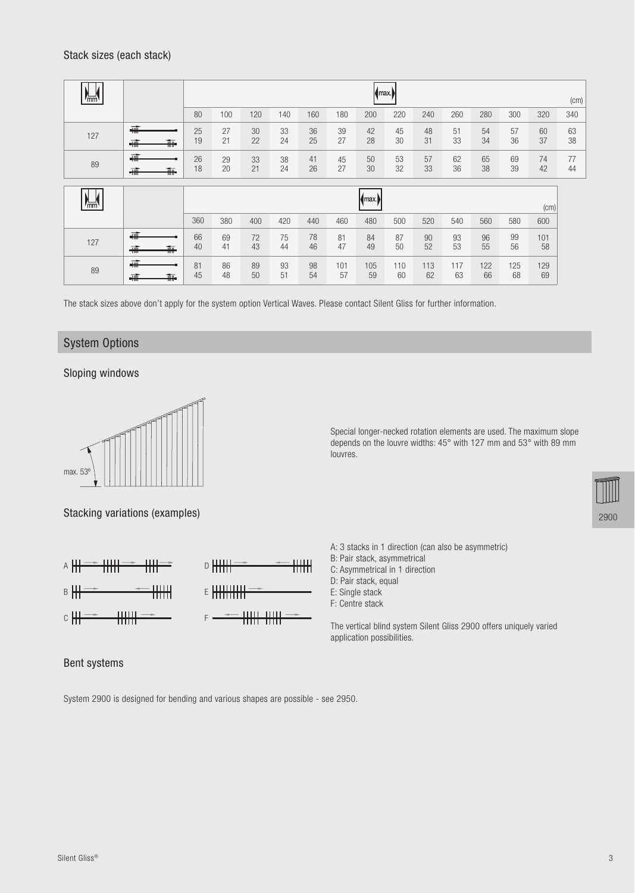## Stack sizes (each stack)

| mm | | max. (cm) | | | | | | | | | | | | | |
|---|---|---|---|---|---|---|---|---|---|---|---|---|---|---|---|
| | | 80 | 100 | 120 | 140 | 160 | 180 | 200 | 220 | 240 | 260 | 280 | 300 | 320 | 340 |
| 127 | single stack | 25 | 27 | 30 | 33 | 36 | 39 | 42 | 45 | 48 | 51 | 54 | 57 | 60 | 63 |
| | pair stack | 19 | 21 | 22 | 24 | 25 | 27 | 28 | 30 | 31 | 33 | 34 | 36 | 37 | 38 |
| 89 | single stack | 26 | 29 | 33 | 38 | 41 | 45 | 50 | 53 | 57 | 62 | 65 | 69 | 74 | 77 |
| | pair stack | 18 | 20 | 21 | 24 | 26 | 27 | 30 | 32 | 33 | 36 | 38 | 39 | 42 | 44 |

| mm | | max. (cm) | | | | | | | | | | | | |
|---|---|---|---|---|---|---|---|---|---|---|---|---|---|---|
| | | 360 | 380 | 400 | 420 | 440 | 460 | 480 | 500 | 520 | 540 | 560 | 580 | 600 |
| 127 | single stack | 66 | 69 | 72 | 75 | 78 | 81 | 84 | 87 | 90 | 93 | 96 | 99 | 101 |
| | pair stack | 40 | 41 | 43 | 44 | 46 | 47 | 49 | 50 | 52 | 53 | 55 | 56 | 58 |
| 89 | single stack | 81 | 86 | 89 | 93 | 98 | 101 | 105 | 110 | 113 | 117 | 122 | 125 | 129 |
| | pair stack | 45 | 48 | 50 | 51 | 54 | 57 | 59 | 60 | 62 | 63 | 66 | 68 | 69 |

The stack sizes above don't apply for the system option Vertical Waves. Please contact Silent Gliss for further information.

## System Options

### Sloping windows

max. 53°

Special longer-necked rotation elements are used. The maximum slope depends on the louvre widths: 45° with 127 mm and 53° with 89 mm louvres.

### Stacking variations (examples)

- A: 3 stacks in 1 direction (can also be asymmetric)
- B: Pair stack, asymmetrical
- C: Asymmetrical in 1 direction
- D: Pair stack, equal
- E: Single stack
- F: Centre stack

The vertical blind system Silent Gliss 2900 offers uniquely varied application possibilities.

### Bent systems

System 2900 is designed for bending and various shapes are possible - see 2950.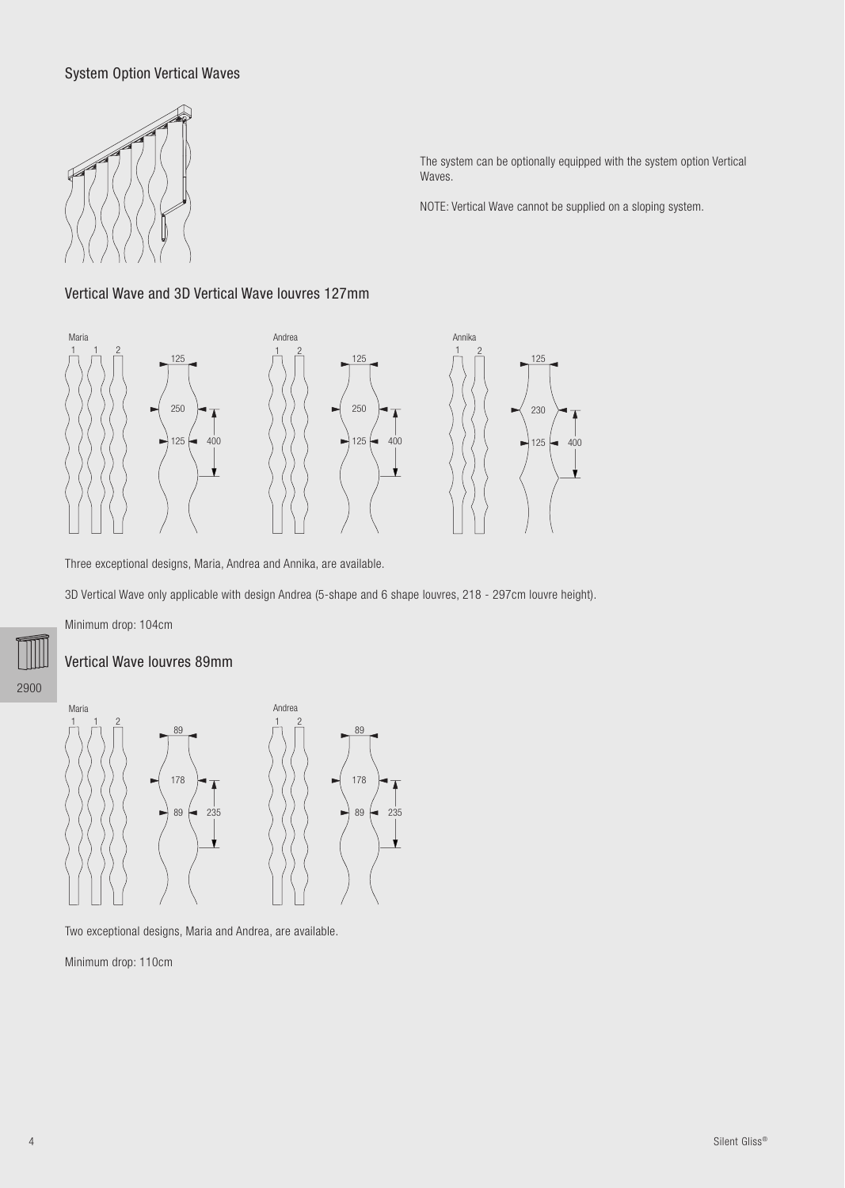## System Option Vertical Waves

The system can be optionally equipped with the system option Vertical Waves.

NOTE: Vertical Wave cannot be supplied on a sloping system.

## Vertical Wave and 3D Vertical Wave louvres 127mm

Three exceptional designs, Maria, Andrea and Annika, are available.

3D Vertical Wave only applicable with design Andrea (5-shape and 6 shape louvres, 218 - 297cm louvre height).

Minimum drop: 104cm

## Vertical Wave louvres 89mm

Two exceptional designs, Maria and Andrea, are available.

Minimum drop: 110cm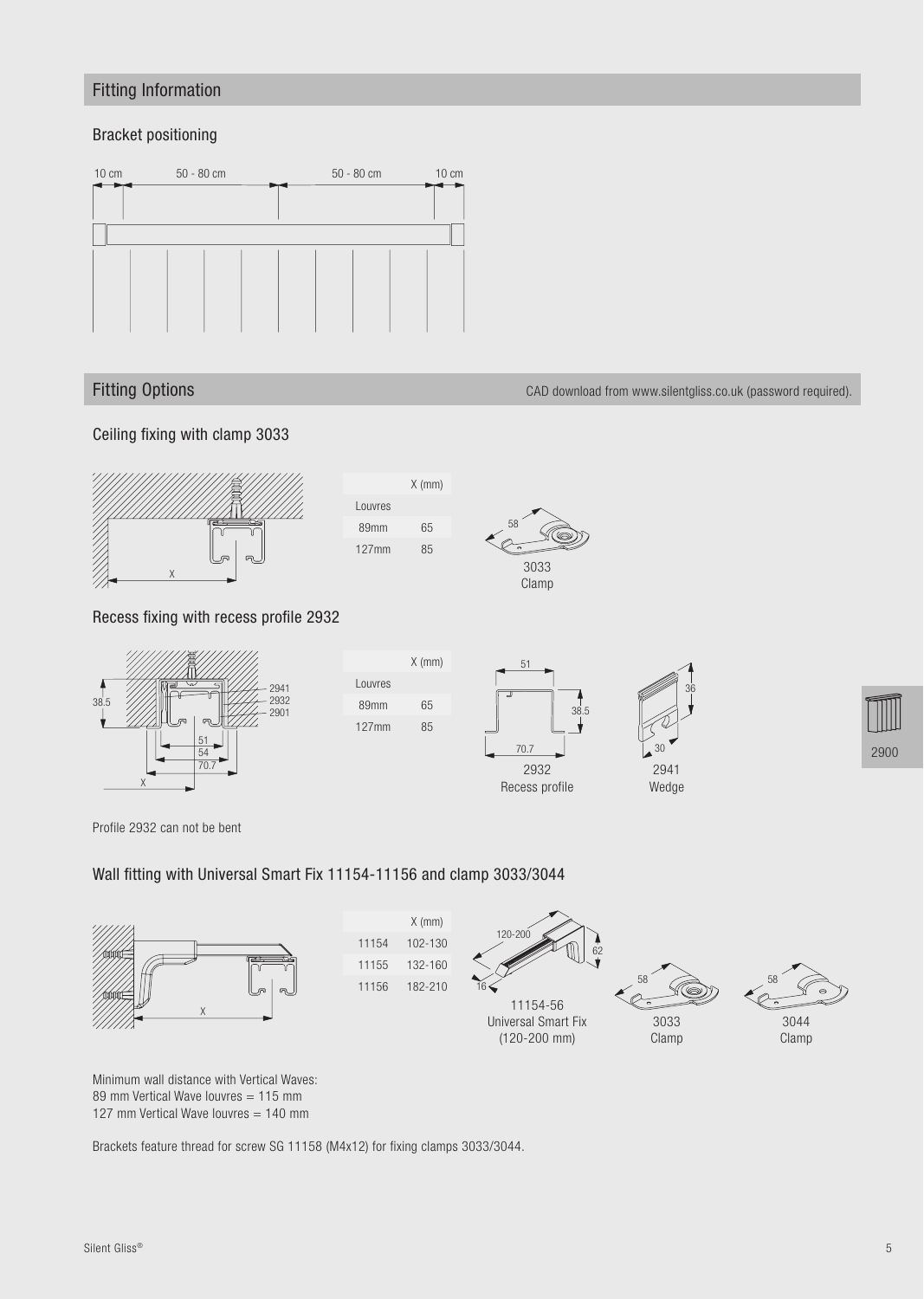## Fitting Information

### Bracket positioning

10 cm | 50 - 80 cm | 50 - 80 cm | 10 cm

## Fitting Options

CAD download from www.silentgliss.co.uk (password required).

### Ceiling fixing with clamp 3033

| | X (mm) |
|---|---|
| Louvres | |
| 89mm | 65 |
| 127mm | 85 |

3033 Clamp

### Recess fixing with recess profile 2932

| | X (mm) |
|---|---|
| Louvres | |
| 89mm | 65 |
| 127mm | 85 |

2932 Recess profile

2941 Wedge

Profile 2932 can not be bent

### Wall fitting with Universal Smart Fix 11154-11156 and clamp 3033/3044

| | X (mm) |
|---|---|
| 11154 | 102-130 |
| 11155 | 132-160 |
| 11156 | 182-210 |

11154-56 Universal Smart Fix (120-200 mm)

3033 Clamp

3044 Clamp

Minimum wall distance with Vertical Waves:
89 mm Vertical Wave louvres = 115 mm
127 mm Vertical Wave louvres = 140 mm

Brackets feature thread for screw SG 11158 (M4x12) for fixing clamps 3033/3044.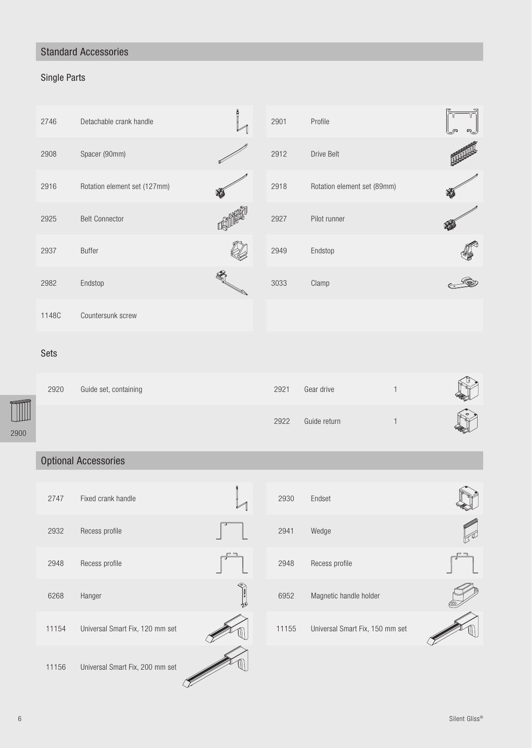## Standard Accessories

### Single Parts

| No. | Description | No. | Description |
|---|---|---|---|
| 2746 | Detachable crank handle | 2901 | Profile |
| 2908 | Spacer (90mm) | 2912 | Drive Belt |
| 2916 | Rotation element set (127mm) | 2918 | Rotation element set (89mm) |
| 2925 | Belt Connector | 2927 | Pilot runner |
| 2937 | Buffer | 2949 | Endstop |
| 2982 | Endstop | 3033 | Clamp |
| 1148C | Countersunk screw | | |

### Sets

| No. | Description | No. | Part | Qty |
|---|---|---|---|---|
| 2920 | Guide set, containing | 2921 | Gear drive | 1 |
| | | 2922 | Guide return | 1 |

## Optional Accessories

| No. | Description | No. | Description |
|---|---|---|---|
| 2747 | Fixed crank handle | 2930 | Endset |
| 2932 | Recess profile | 2941 | Wedge |
| 2948 | Recess profile | 2948 | Recess profile |
| 6268 | Hanger | 6952 | Magnetic handle holder |
| 11154 | Universal Smart Fix, 120 mm set | 11155 | Universal Smart Fix, 150 mm set |
| 11156 | Universal Smart Fix, 200 mm set | | |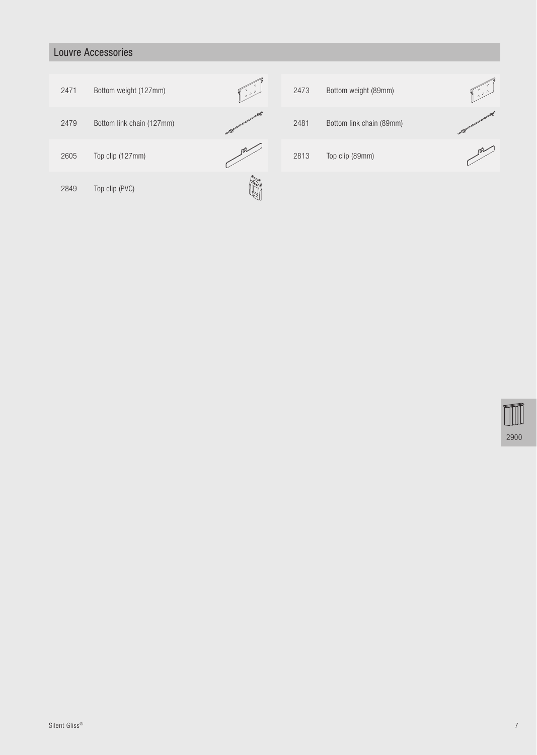## Louvre Accessories

| | | | |
|---|---|---|---|
| 2471 | Bottom weight (127mm) | 2473 | Bottom weight (89mm) |
| 2479 | Bottom link chain (127mm) | 2481 | Bottom link chain (89mm) |
| 2605 | Top clip (127mm) | 2813 | Top clip (89mm) |
| 2849 | Top clip (PVC) | | |

2900